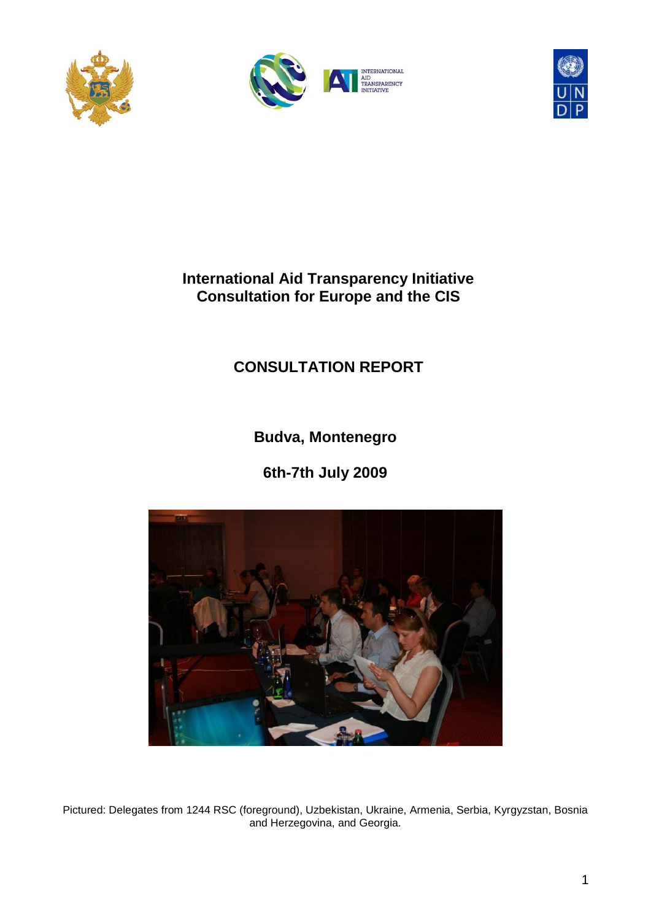# International Aid Transparency Initiative
# Consultation for Europe and the CIS

## CONSULTATION REPORT

### Budva, Montenegro

### 6th-7th July 2009

Pictured: Delegates from 1244 RSC (foreground), Uzbekistan, Ukraine, Armenia, Serbia, Kyrgyzstan, Bosnia and Herzegovina, and Georgia.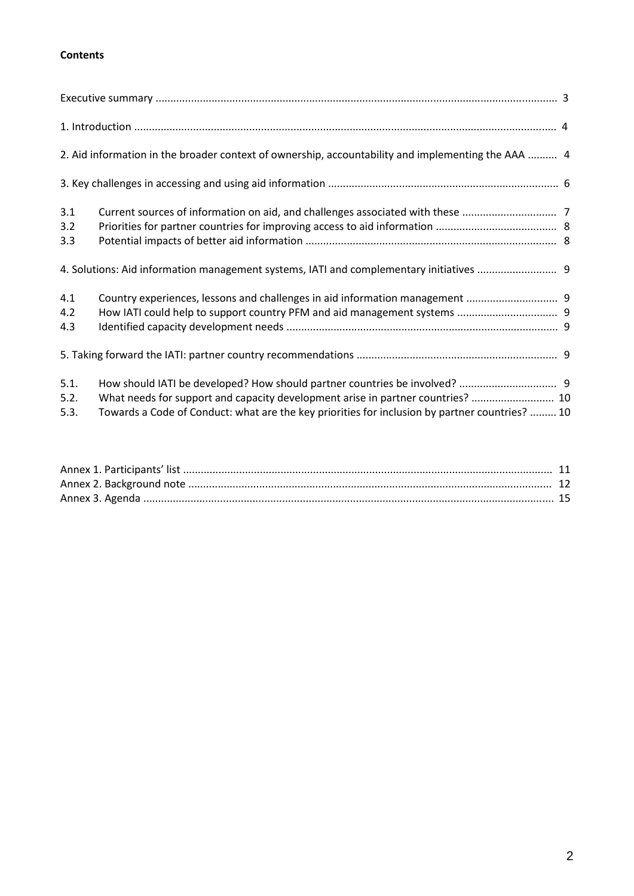**Contents**

Executive summary ........................................................................................................................................ 3

1. Introduction ............................................................................................................................................. 4

2. Aid information in the broader context of ownership, accountability and implementing the AAA .......... 4

3. Key challenges in accessing and using aid information ............................................................................. 6

3.1 Current sources of information on aid, and challenges associated with these ................................ 7
3.2 Priorities for partner countries for improving access to aid information ......................................... 8
3.3 Potential impacts of better aid information ..................................................................................... 8

4. Solutions: Aid information management systems, IATI and complementary initiatives ........................... 9

4.1 Country experiences, lessons and challenges in aid information management ............................... 9
4.2 How IATI could help to support country PFM and aid management systems .................................. 9
4.3 Identified capacity development needs ............................................................................................ 9

5. Taking forward the IATI: partner country recommendations .................................................................... 9

5.1. How should IATI be developed? How should partner countries be involved? ................................. 9
5.2. What needs for support and capacity development arise in partner countries? ............................ 10
5.3. Towards a Code of Conduct: what are the key priorities for inclusion by partner countries? ......... 10

Annex 1. Participants' list ............................................................................................................................ 11
Annex 2. Background note .......................................................................................................................... 12
Annex 3. Agenda .......................................................................................................................................... 15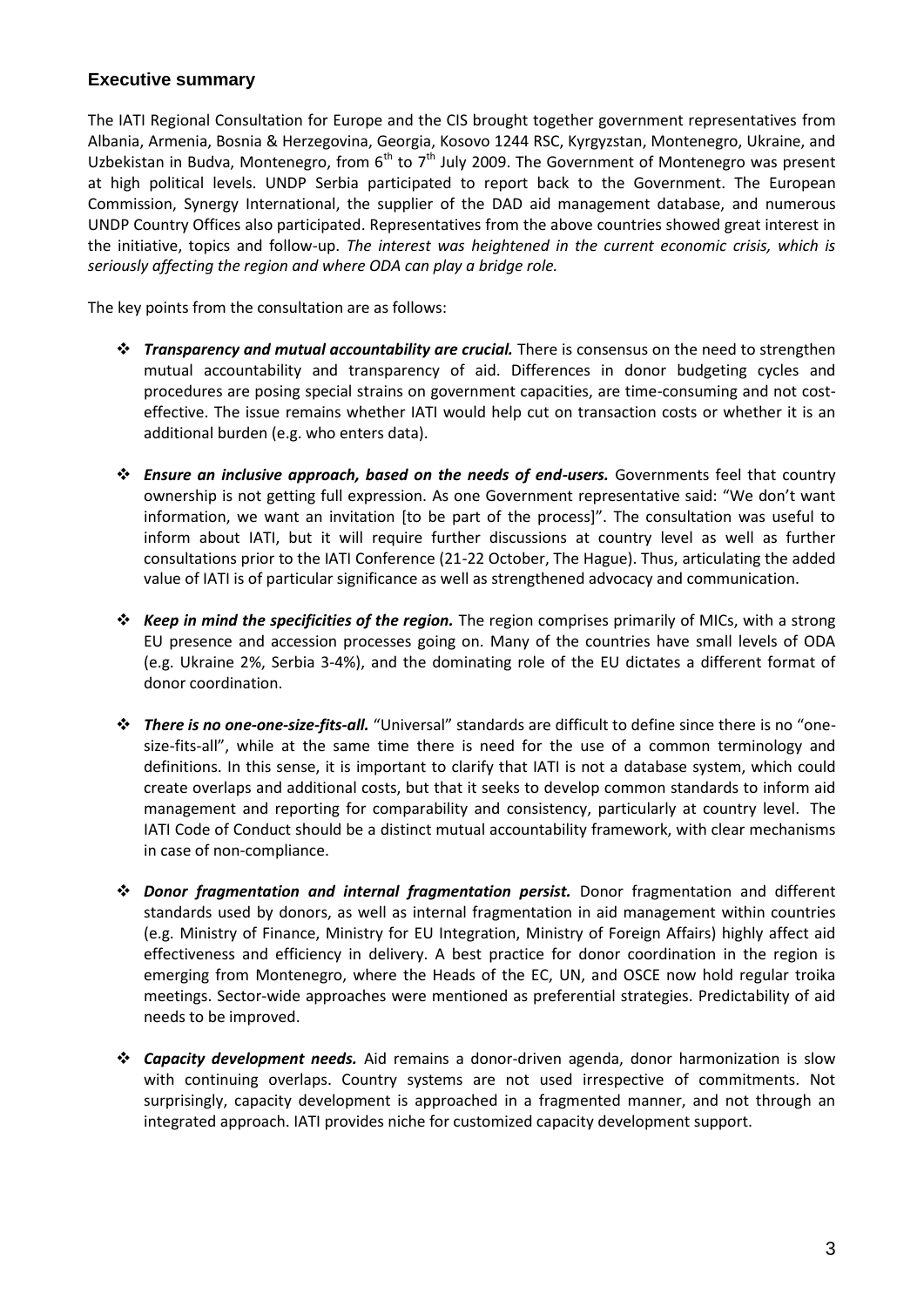## Executive summary

The IATI Regional Consultation for Europe and the CIS brought together government representatives from Albania, Armenia, Bosnia & Herzegovina, Georgia, Kosovo 1244 RSC, Kyrgyzstan, Montenegro, Ukraine, and Uzbekistan in Budva, Montenegro, from 6th to 7th July 2009. The Government of Montenegro was present at high political levels. UNDP Serbia participated to report back to the Government. The European Commission, Synergy International, the supplier of the DAD aid management database, and numerous UNDP Country Offices also participated. Representatives from the above countries showed great interest in the initiative, topics and follow-up. *The interest was heightened in the current economic crisis, which is seriously affecting the region and where ODA can play a bridge role.*

The key points from the consultation are as follows:

- ***Transparency and mutual accountability are crucial.*** There is consensus on the need to strengthen mutual accountability and transparency of aid. Differences in donor budgeting cycles and procedures are posing special strains on government capacities, are time-consuming and not cost-effective. The issue remains whether IATI would help cut on transaction costs or whether it is an additional burden (e.g. who enters data).

- ***Ensure an inclusive approach, based on the needs of end-users.*** Governments feel that country ownership is not getting full expression. As one Government representative said: "We don't want information, we want an invitation [to be part of the process]". The consultation was useful to inform about IATI, but it will require further discussions at country level as well as further consultations prior to the IATI Conference (21-22 October, The Hague). Thus, articulating the added value of IATI is of particular significance as well as strengthened advocacy and communication.

- ***Keep in mind the specificities of the region.*** The region comprises primarily of MICs, with a strong EU presence and accession processes going on. Many of the countries have small levels of ODA (e.g. Ukraine 2%, Serbia 3-4%), and the dominating role of the EU dictates a different format of donor coordination.

- ***There is no one-one-size-fits-all.*** "Universal" standards are difficult to define since there is no "one-size-fits-all", while at the same time there is need for the use of a common terminology and definitions. In this sense, it is important to clarify that IATI is not a database system, which could create overlaps and additional costs, but that it seeks to develop common standards to inform aid management and reporting for comparability and consistency, particularly at country level. The IATI Code of Conduct should be a distinct mutual accountability framework, with clear mechanisms in case of non-compliance.

- ***Donor fragmentation and internal fragmentation persist.*** Donor fragmentation and different standards used by donors, as well as internal fragmentation in aid management within countries (e.g. Ministry of Finance, Ministry for EU Integration, Ministry of Foreign Affairs) highly affect aid effectiveness and efficiency in delivery. A best practice for donor coordination in the region is emerging from Montenegro, where the Heads of the EC, UN, and OSCE now hold regular troika meetings. Sector-wide approaches were mentioned as preferential strategies. Predictability of aid needs to be improved.

- ***Capacity development needs.*** Aid remains a donor-driven agenda, donor harmonization is slow with continuing overlaps. Country systems are not used irrespective of commitments. Not surprisingly, capacity development is approached in a fragmented manner, and not through an integrated approach. IATI provides niche for customized capacity development support.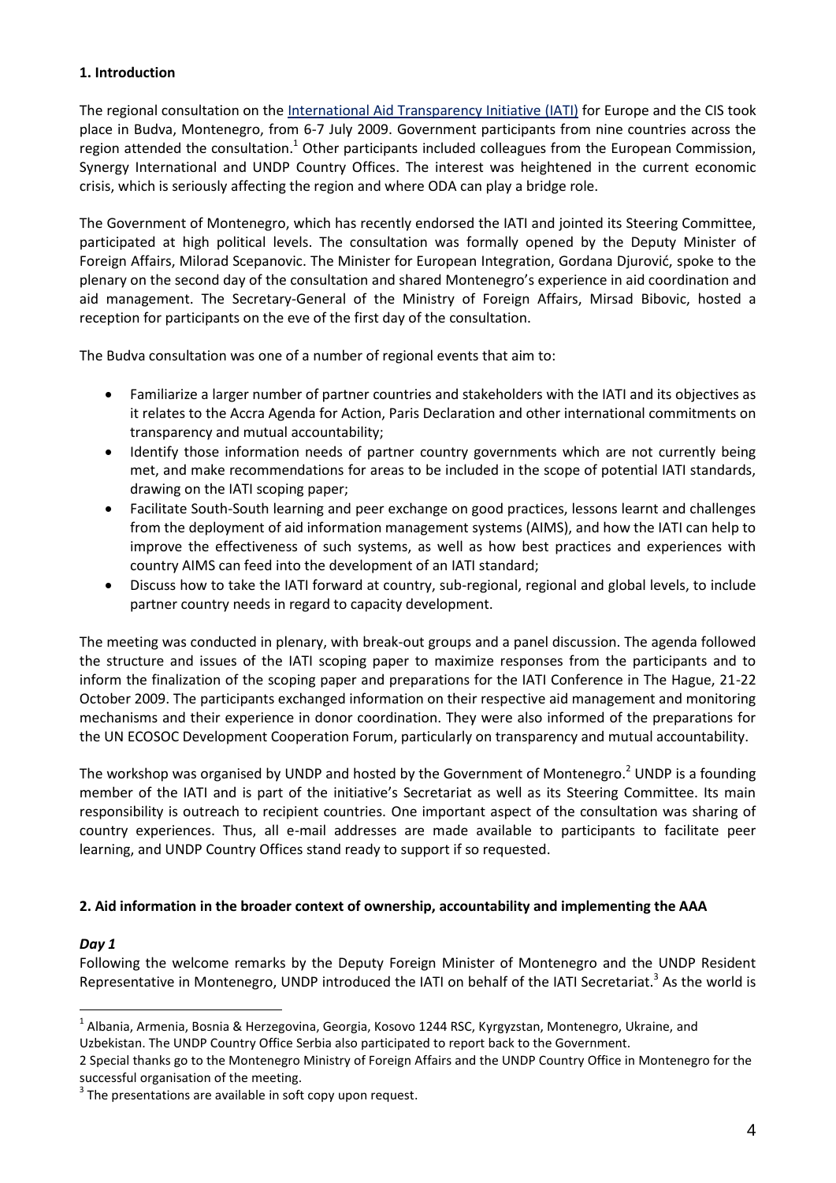**1. Introduction**

The regional consultation on the International Aid Transparency Initiative (IATI) for Europe and the CIS took place in Budva, Montenegro, from 6-7 July 2009. Government participants from nine countries across the region attended the consultation.[1] Other participants included colleagues from the European Commission, Synergy International and UNDP Country Offices. The interest was heightened in the current economic crisis, which is seriously affecting the region and where ODA can play a bridge role.

The Government of Montenegro, which has recently endorsed the IATI and jointed its Steering Committee, participated at high political levels. The consultation was formally opened by the Deputy Minister of Foreign Affairs, Milorad Scepanovic. The Minister for European Integration, Gordana Djurović, spoke to the plenary on the second day of the consultation and shared Montenegro's experience in aid coordination and aid management. The Secretary-General of the Ministry of Foreign Affairs, Mirsad Bibovic, hosted a reception for participants on the eve of the first day of the consultation.

The Budva consultation was one of a number of regional events that aim to:

- Familiarize a larger number of partner countries and stakeholders with the IATI and its objectives as it relates to the Accra Agenda for Action, Paris Declaration and other international commitments on transparency and mutual accountability;
- Identify those information needs of partner country governments which are not currently being met, and make recommendations for areas to be included in the scope of potential IATI standards, drawing on the IATI scoping paper;
- Facilitate South-South learning and peer exchange on good practices, lessons learnt and challenges from the deployment of aid information management systems (AIMS), and how the IATI can help to improve the effectiveness of such systems, as well as how best practices and experiences with country AIMS can feed into the development of an IATI standard;
- Discuss how to take the IATI forward at country, sub-regional, regional and global levels, to include partner country needs in regard to capacity development.

The meeting was conducted in plenary, with break-out groups and a panel discussion. The agenda followed the structure and issues of the IATI scoping paper to maximize responses from the participants and to inform the finalization of the scoping paper and preparations for the IATI Conference in The Hague, 21-22 October 2009. The participants exchanged information on their respective aid management and monitoring mechanisms and their experience in donor coordination. They were also informed of the preparations for the UN ECOSOC Development Cooperation Forum, particularly on transparency and mutual accountability.

The workshop was organised by UNDP and hosted by the Government of Montenegro.[2] UNDP is a founding member of the IATI and is part of the initiative's Secretariat as well as its Steering Committee. Its main responsibility is outreach to recipient countries. One important aspect of the consultation was sharing of country experiences. Thus, all e-mail addresses are made available to participants to facilitate peer learning, and UNDP Country Offices stand ready to support if so requested.

**2. Aid information in the broader context of ownership, accountability and implementing the AAA**

***Day 1***

Following the welcome remarks by the Deputy Foreign Minister of Montenegro and the UNDP Resident Representative in Montenegro, UNDP introduced the IATI on behalf of the IATI Secretariat.[3] As the world is

---

[1] Albania, Armenia, Bosnia & Herzegovina, Georgia, Kosovo 1244 RSC, Kyrgyzstan, Montenegro, Ukraine, and Uzbekistan. The UNDP Country Office Serbia also participated to report back to the Government.

2 Special thanks go to the Montenegro Ministry of Foreign Affairs and the UNDP Country Office in Montenegro for the successful organisation of the meeting.

[3] The presentations are available in soft copy upon request.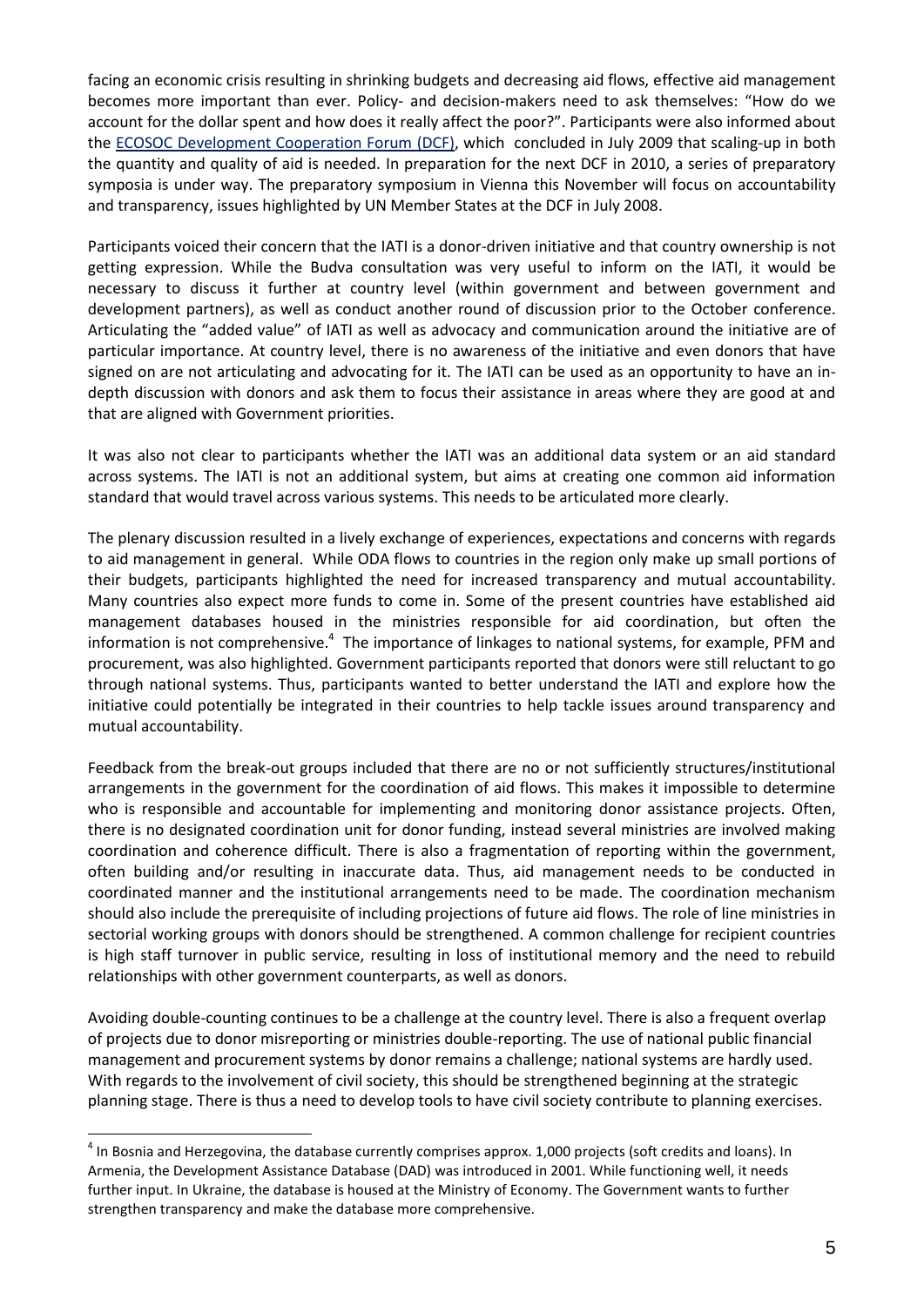facing an economic crisis resulting in shrinking budgets and decreasing aid flows, effective aid management becomes more important than ever. Policy- and decision-makers need to ask themselves: "How do we account for the dollar spent and how does it really affect the poor?". Participants were also informed about the ECOSOC Development Cooperation Forum (DCF), which concluded in July 2009 that scaling-up in both the quantity and quality of aid is needed. In preparation for the next DCF in 2010, a series of preparatory symposia is under way. The preparatory symposium in Vienna this November will focus on accountability and transparency, issues highlighted by UN Member States at the DCF in July 2008.

Participants voiced their concern that the IATI is a donor-driven initiative and that country ownership is not getting expression. While the Budva consultation was very useful to inform on the IATI, it would be necessary to discuss it further at country level (within government and between government and development partners), as well as conduct another round of discussion prior to the October conference. Articulating the "added value" of IATI as well as advocacy and communication around the initiative are of particular importance. At country level, there is no awareness of the initiative and even donors that have signed on are not articulating and advocating for it. The IATI can be used as an opportunity to have an in-depth discussion with donors and ask them to focus their assistance in areas where they are good at and that are aligned with Government priorities.

It was also not clear to participants whether the IATI was an additional data system or an aid standard across systems. The IATI is not an additional system, but aims at creating one common aid information standard that would travel across various systems. This needs to be articulated more clearly.

The plenary discussion resulted in a lively exchange of experiences, expectations and concerns with regards to aid management in general. While ODA flows to countries in the region only make up small portions of their budgets, participants highlighted the need for increased transparency and mutual accountability. Many countries also expect more funds to come in. Some of the present countries have established aid management databases housed in the ministries responsible for aid coordination, but often the information is not comprehensive.[4] The importance of linkages to national systems, for example, PFM and procurement, was also highlighted. Government participants reported that donors were still reluctant to go through national systems. Thus, participants wanted to better understand the IATI and explore how the initiative could potentially be integrated in their countries to help tackle issues around transparency and mutual accountability.

Feedback from the break-out groups included that there are no or not sufficiently structures/institutional arrangements in the government for the coordination of aid flows. This makes it impossible to determine who is responsible and accountable for implementing and monitoring donor assistance projects. Often, there is no designated coordination unit for donor funding, instead several ministries are involved making coordination and coherence difficult. There is also a fragmentation of reporting within the government, often building and/or resulting in inaccurate data. Thus, aid management needs to be conducted in coordinated manner and the institutional arrangements need to be made. The coordination mechanism should also include the prerequisite of including projections of future aid flows. The role of line ministries in sectorial working groups with donors should be strengthened. A common challenge for recipient countries is high staff turnover in public service, resulting in loss of institutional memory and the need to rebuild relationships with other government counterparts, as well as donors.

Avoiding double-counting continues to be a challenge at the country level. There is also a frequent overlap of projects due to donor misreporting or ministries double-reporting. The use of national public financial management and procurement systems by donor remains a challenge; national systems are hardly used. With regards to the involvement of civil society, this should be strengthened beginning at the strategic planning stage. There is thus a need to develop tools to have civil society contribute to planning exercises.

[4] In Bosnia and Herzegovina, the database currently comprises approx. 1,000 projects (soft credits and loans). In Armenia, the Development Assistance Database (DAD) was introduced in 2001. While functioning well, it needs further input. In Ukraine, the database is housed at the Ministry of Economy. The Government wants to further strengthen transparency and make the database more comprehensive.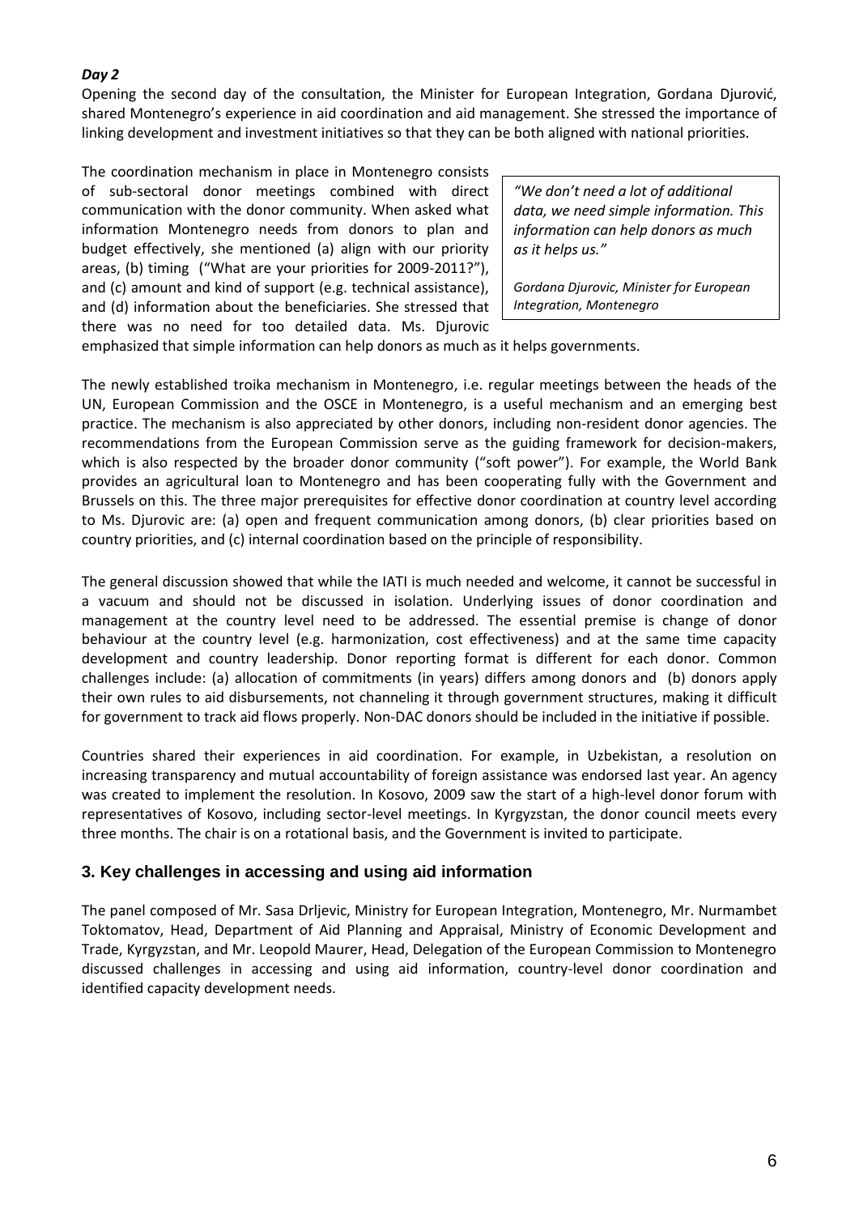***Day 2***

Opening the second day of the consultation, the Minister for European Integration, Gordana Djurović, shared Montenegro's experience in aid coordination and aid management. She stressed the importance of linking development and investment initiatives so that they can be both aligned with national priorities.

The coordination mechanism in place in Montenegro consists of sub-sectoral donor meetings combined with direct communication with the donor community. When asked what information Montenegro needs from donors to plan and budget effectively, she mentioned (a) align with our priority areas, (b) timing ("What are your priorities for 2009-2011?"), and (c) amount and kind of support (e.g. technical assistance), and (d) information about the beneficiaries. She stressed that there was no need for too detailed data. Ms. Djurovic emphasized that simple information can help donors as much as it helps governments.

> *"We don't need a lot of additional data, we need simple information. This information can help donors as much as it helps us."*
>
> *Gordana Djurovic, Minister for European Integration, Montenegro*

The newly established troika mechanism in Montenegro, i.e. regular meetings between the heads of the UN, European Commission and the OSCE in Montenegro, is a useful mechanism and an emerging best practice. The mechanism is also appreciated by other donors, including non-resident donor agencies. The recommendations from the European Commission serve as the guiding framework for decision-makers, which is also respected by the broader donor community ("soft power"). For example, the World Bank provides an agricultural loan to Montenegro and has been cooperating fully with the Government and Brussels on this. The three major prerequisites for effective donor coordination at country level according to Ms. Djurovic are: (a) open and frequent communication among donors, (b) clear priorities based on country priorities, and (c) internal coordination based on the principle of responsibility.

The general discussion showed that while the IATI is much needed and welcome, it cannot be successful in a vacuum and should not be discussed in isolation. Underlying issues of donor coordination and management at the country level need to be addressed. The essential premise is change of donor behaviour at the country level (e.g. harmonization, cost effectiveness) and at the same time capacity development and country leadership. Donor reporting format is different for each donor. Common challenges include: (a) allocation of commitments (in years) differs among donors and (b) donors apply their own rules to aid disbursements, not channeling it through government structures, making it difficult for government to track aid flows properly. Non-DAC donors should be included in the initiative if possible.

Countries shared their experiences in aid coordination. For example, in Uzbekistan, a resolution on increasing transparency and mutual accountability of foreign assistance was endorsed last year. An agency was created to implement the resolution. In Kosovo, 2009 saw the start of a high-level donor forum with representatives of Kosovo, including sector-level meetings. In Kyrgyzstan, the donor council meets every three months. The chair is on a rotational basis, and the Government is invited to participate.

## 3. Key challenges in accessing and using aid information

The panel composed of Mr. Sasa Drljevic, Ministry for European Integration, Montenegro, Mr. Nurmambet Toktomatov, Head, Department of Aid Planning and Appraisal, Ministry of Economic Development and Trade, Kyrgyzstan, and Mr. Leopold Maurer, Head, Delegation of the European Commission to Montenegro discussed challenges in accessing and using aid information, country-level donor coordination and identified capacity development needs.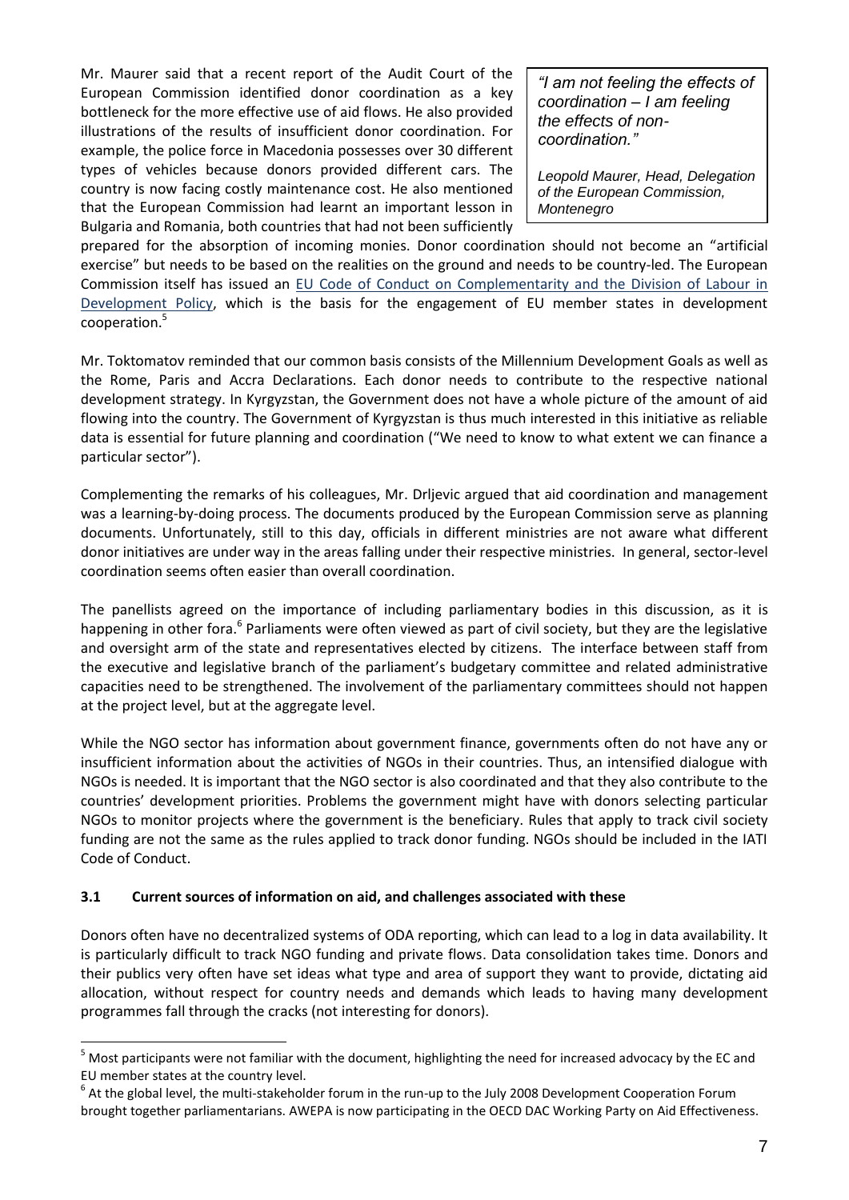Mr. Maurer said that a recent report of the Audit Court of the European Commission identified donor coordination as a key bottleneck for the more effective use of aid flows. He also provided illustrations of the results of insufficient donor coordination. For example, the police force in Macedonia possesses over 30 different types of vehicles because donors provided different cars. The country is now facing costly maintenance cost. He also mentioned that the European Commission had learnt an important lesson in Bulgaria and Romania, both countries that had not been sufficiently prepared for the absorption of incoming monies. Donor coordination should not become an "artificial exercise" but needs to be based on the realities on the ground and needs to be country-led. The European Commission itself has issued an EU Code of Conduct on Complementarity and the Division of Labour in Development Policy, which is the basis for the engagement of EU member states in development cooperation.[5]

> *"I am not feeling the effects of coordination – I am feeling the effects of non-coordination."*
>
> *Leopold Maurer, Head, Delegation of the European Commission, Montenegro*

Mr. Toktomatov reminded that our common basis consists of the Millennium Development Goals as well as the Rome, Paris and Accra Declarations. Each donor needs to contribute to the respective national development strategy. In Kyrgyzstan, the Government does not have a whole picture of the amount of aid flowing into the country. The Government of Kyrgyzstan is thus much interested in this initiative as reliable data is essential for future planning and coordination ("We need to know to what extent we can finance a particular sector").

Complementing the remarks of his colleagues, Mr. Drljevic argued that aid coordination and management was a learning-by-doing process. The documents produced by the European Commission serve as planning documents. Unfortunately, still to this day, officials in different ministries are not aware what different donor initiatives are under way in the areas falling under their respective ministries. In general, sector-level coordination seems often easier than overall coordination.

The panellists agreed on the importance of including parliamentary bodies in this discussion, as it is happening in other fora.[6] Parliaments were often viewed as part of civil society, but they are the legislative and oversight arm of the state and representatives elected by citizens. The interface between staff from the executive and legislative branch of the parliament's budgetary committee and related administrative capacities need to be strengthened. The involvement of the parliamentary committees should not happen at the project level, but at the aggregate level.

While the NGO sector has information about government finance, governments often do not have any or insufficient information about the activities of NGOs in their countries. Thus, an intensified dialogue with NGOs is needed. It is important that the NGO sector is also coordinated and that they also contribute to the countries' development priorities. Problems the government might have with donors selecting particular NGOs to monitor projects where the government is the beneficiary. Rules that apply to track civil society funding are not the same as the rules applied to track donor funding. NGOs should be included in the IATI Code of Conduct.

### 3.1 Current sources of information on aid, and challenges associated with these

Donors often have no decentralized systems of ODA reporting, which can lead to a log in data availability. It is particularly difficult to track NGO funding and private flows. Data consolidation takes time. Donors and their publics very often have set ideas what type and area of support they want to provide, dictating aid allocation, without respect for country needs and demands which leads to having many development programmes fall through the cracks (not interesting for donors).

---

[5] Most participants were not familiar with the document, highlighting the need for increased advocacy by the EC and EU member states at the country level.

[6] At the global level, the multi-stakeholder forum in the run-up to the July 2008 Development Cooperation Forum brought together parliamentarians. AWEPA is now participating in the OECD DAC Working Party on Aid Effectiveness.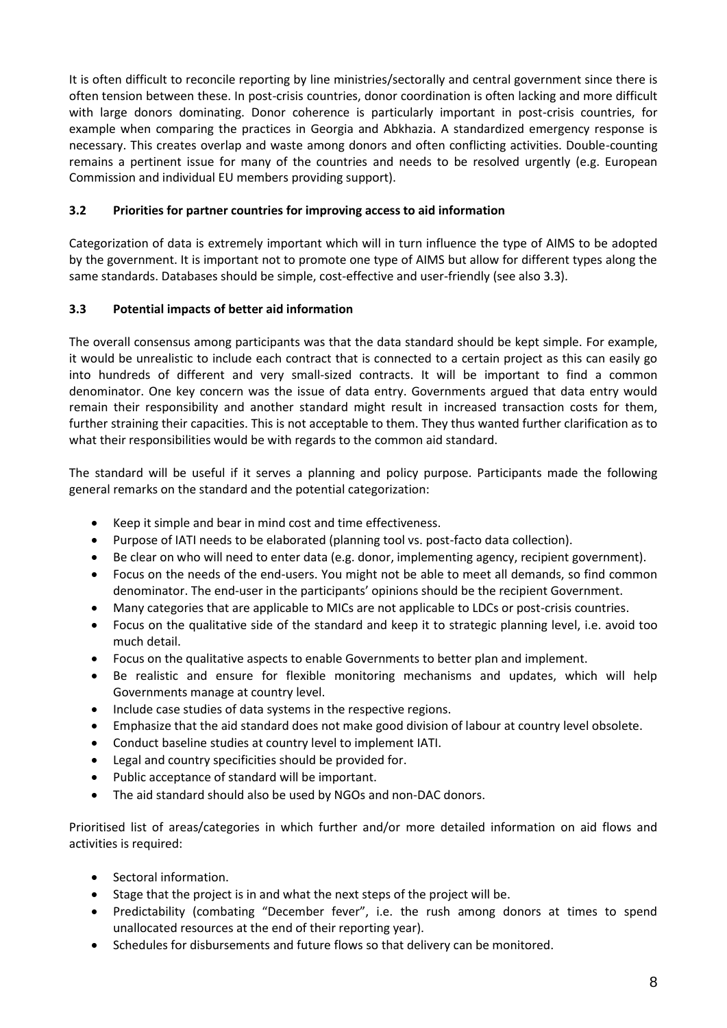It is often difficult to reconcile reporting by line ministries/sectorally and central government since there is often tension between these. In post-crisis countries, donor coordination is often lacking and more difficult with large donors dominating. Donor coherence is particularly important in post-crisis countries, for example when comparing the practices in Georgia and Abkhazia. A standardized emergency response is necessary. This creates overlap and waste among donors and often conflicting activities. Double-counting remains a pertinent issue for many of the countries and needs to be resolved urgently (e.g. European Commission and individual EU members providing support).

### 3.2 Priorities for partner countries for improving access to aid information

Categorization of data is extremely important which will in turn influence the type of AIMS to be adopted by the government. It is important not to promote one type of AIMS but allow for different types along the same standards. Databases should be simple, cost-effective and user-friendly (see also 3.3).

### 3.3 Potential impacts of better aid information

The overall consensus among participants was that the data standard should be kept simple. For example, it would be unrealistic to include each contract that is connected to a certain project as this can easily go into hundreds of different and very small-sized contracts. It will be important to find a common denominator. One key concern was the issue of data entry. Governments argued that data entry would remain their responsibility and another standard might result in increased transaction costs for them, further straining their capacities. This is not acceptable to them. They thus wanted further clarification as to what their responsibilities would be with regards to the common aid standard.

The standard will be useful if it serves a planning and policy purpose. Participants made the following general remarks on the standard and the potential categorization:

- Keep it simple and bear in mind cost and time effectiveness.
- Purpose of IATI needs to be elaborated (planning tool vs. post-facto data collection).
- Be clear on who will need to enter data (e.g. donor, implementing agency, recipient government).
- Focus on the needs of the end-users. You might not be able to meet all demands, so find common denominator. The end-user in the participants' opinions should be the recipient Government.
- Many categories that are applicable to MICs are not applicable to LDCs or post-crisis countries.
- Focus on the qualitative side of the standard and keep it to strategic planning level, i.e. avoid too much detail.
- Focus on the qualitative aspects to enable Governments to better plan and implement.
- Be realistic and ensure for flexible monitoring mechanisms and updates, which will help Governments manage at country level.
- Include case studies of data systems in the respective regions.
- Emphasize that the aid standard does not make good division of labour at country level obsolete.
- Conduct baseline studies at country level to implement IATI.
- Legal and country specificities should be provided for.
- Public acceptance of standard will be important.
- The aid standard should also be used by NGOs and non-DAC donors.

Prioritised list of areas/categories in which further and/or more detailed information on aid flows and activities is required:

- Sectoral information.
- Stage that the project is in and what the next steps of the project will be.
- Predictability (combating "December fever", i.e. the rush among donors at times to spend unallocated resources at the end of their reporting year).
- Schedules for disbursements and future flows so that delivery can be monitored.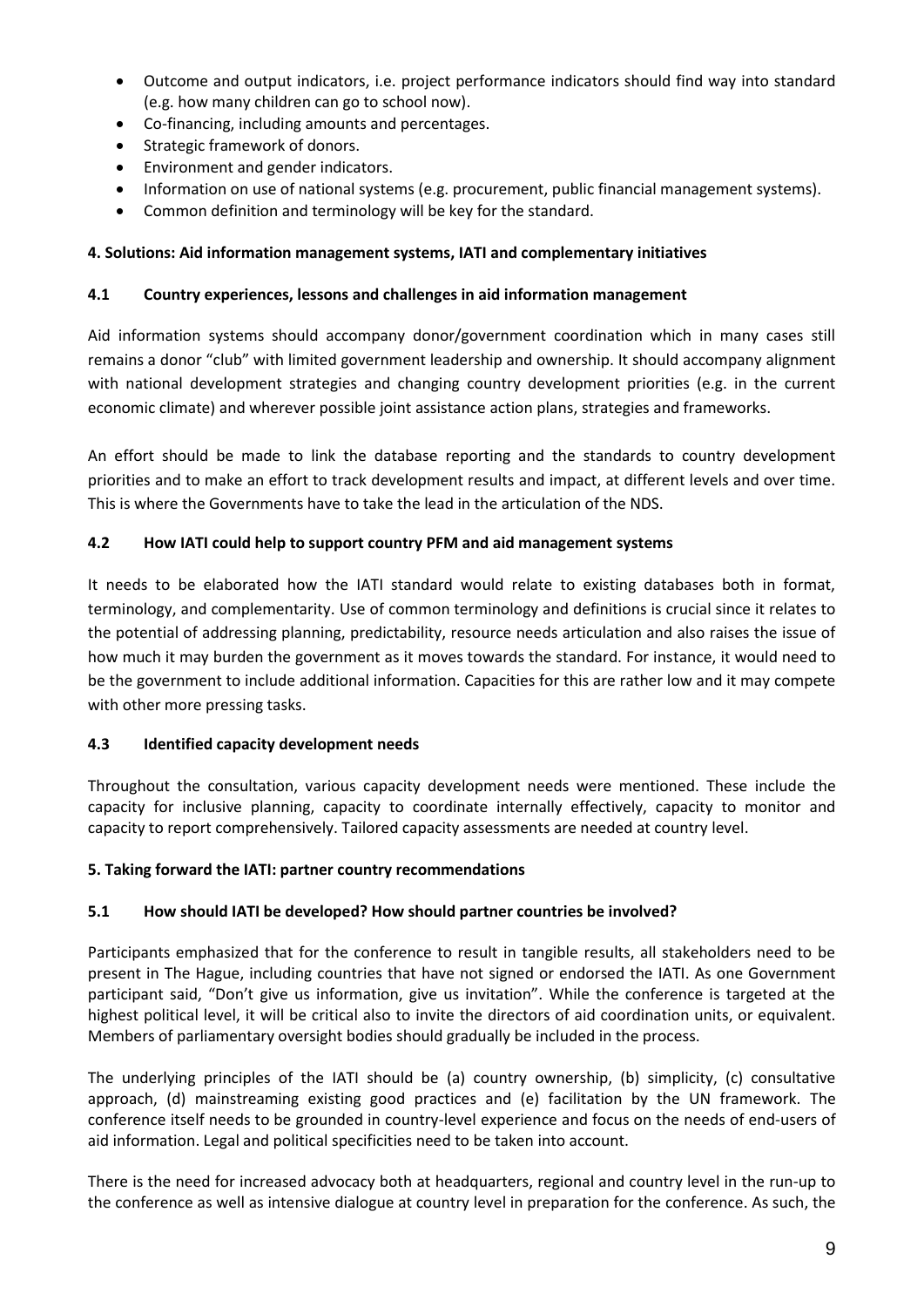- Outcome and output indicators, i.e. project performance indicators should find way into standard (e.g. how many children can go to school now).
- Co-financing, including amounts and percentages.
- Strategic framework of donors.
- Environment and gender indicators.
- Information on use of national systems (e.g. procurement, public financial management systems).
- Common definition and terminology will be key for the standard.

## 4. Solutions: Aid information management systems, IATI and complementary initiatives

### 4.1 Country experiences, lessons and challenges in aid information management

Aid information systems should accompany donor/government coordination which in many cases still remains a donor "club" with limited government leadership and ownership. It should accompany alignment with national development strategies and changing country development priorities (e.g. in the current economic climate) and wherever possible joint assistance action plans, strategies and frameworks.

An effort should be made to link the database reporting and the standards to country development priorities and to make an effort to track development results and impact, at different levels and over time. This is where the Governments have to take the lead in the articulation of the NDS.

### 4.2 How IATI could help to support country PFM and aid management systems

It needs to be elaborated how the IATI standard would relate to existing databases both in format, terminology, and complementarity. Use of common terminology and definitions is crucial since it relates to the potential of addressing planning, predictability, resource needs articulation and also raises the issue of how much it may burden the government as it moves towards the standard. For instance, it would need to be the government to include additional information. Capacities for this are rather low and it may compete with other more pressing tasks.

### 4.3 Identified capacity development needs

Throughout the consultation, various capacity development needs were mentioned. These include the capacity for inclusive planning, capacity to coordinate internally effectively, capacity to monitor and capacity to report comprehensively. Tailored capacity assessments are needed at country level.

## 5. Taking forward the IATI: partner country recommendations

### 5.1 How should IATI be developed? How should partner countries be involved?

Participants emphasized that for the conference to result in tangible results, all stakeholders need to be present in The Hague, including countries that have not signed or endorsed the IATI. As one Government participant said, "Don't give us information, give us invitation". While the conference is targeted at the highest political level, it will be critical also to invite the directors of aid coordination units, or equivalent. Members of parliamentary oversight bodies should gradually be included in the process.

The underlying principles of the IATI should be (a) country ownership, (b) simplicity, (c) consultative approach, (d) mainstreaming existing good practices and (e) facilitation by the UN framework. The conference itself needs to be grounded in country-level experience and focus on the needs of end-users of aid information. Legal and political specificities need to be taken into account.

There is the need for increased advocacy both at headquarters, regional and country level in the run-up to the conference as well as intensive dialogue at country level in preparation for the conference. As such, the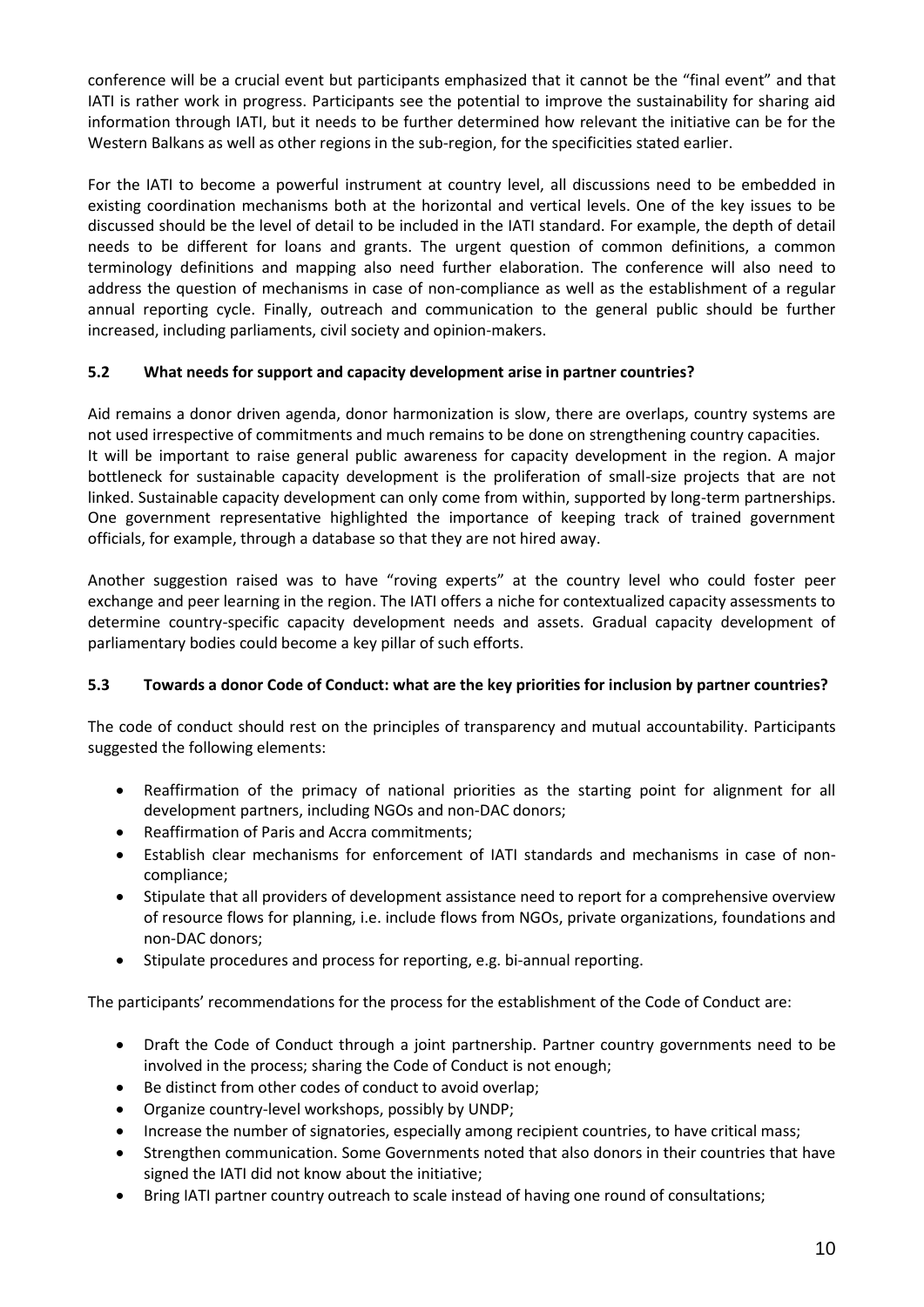conference will be a crucial event but participants emphasized that it cannot be the "final event" and that IATI is rather work in progress. Participants see the potential to improve the sustainability for sharing aid information through IATI, but it needs to be further determined how relevant the initiative can be for the Western Balkans as well as other regions in the sub-region, for the specificities stated earlier.

For the IATI to become a powerful instrument at country level, all discussions need to be embedded in existing coordination mechanisms both at the horizontal and vertical levels. One of the key issues to be discussed should be the level of detail to be included in the IATI standard. For example, the depth of detail needs to be different for loans and grants. The urgent question of common definitions, a common terminology definitions and mapping also need further elaboration. The conference will also need to address the question of mechanisms in case of non-compliance as well as the establishment of a regular annual reporting cycle. Finally, outreach and communication to the general public should be further increased, including parliaments, civil society and opinion-makers.

### 5.2 What needs for support and capacity development arise in partner countries?

Aid remains a donor driven agenda, donor harmonization is slow, there are overlaps, country systems are not used irrespective of commitments and much remains to be done on strengthening country capacities. It will be important to raise general public awareness for capacity development in the region. A major bottleneck for sustainable capacity development is the proliferation of small-size projects that are not linked. Sustainable capacity development can only come from within, supported by long-term partnerships. One government representative highlighted the importance of keeping track of trained government officials, for example, through a database so that they are not hired away.

Another suggestion raised was to have "roving experts" at the country level who could foster peer exchange and peer learning in the region. The IATI offers a niche for contextualized capacity assessments to determine country-specific capacity development needs and assets. Gradual capacity development of parliamentary bodies could become a key pillar of such efforts.

### 5.3 Towards a donor Code of Conduct: what are the key priorities for inclusion by partner countries?

The code of conduct should rest on the principles of transparency and mutual accountability. Participants suggested the following elements:

- Reaffirmation of the primacy of national priorities as the starting point for alignment for all development partners, including NGOs and non-DAC donors;
- Reaffirmation of Paris and Accra commitments;
- Establish clear mechanisms for enforcement of IATI standards and mechanisms in case of non-compliance;
- Stipulate that all providers of development assistance need to report for a comprehensive overview of resource flows for planning, i.e. include flows from NGOs, private organizations, foundations and non-DAC donors;
- Stipulate procedures and process for reporting, e.g. bi-annual reporting.

The participants' recommendations for the process for the establishment of the Code of Conduct are:

- Draft the Code of Conduct through a joint partnership. Partner country governments need to be involved in the process; sharing the Code of Conduct is not enough;
- Be distinct from other codes of conduct to avoid overlap;
- Organize country-level workshops, possibly by UNDP;
- Increase the number of signatories, especially among recipient countries, to have critical mass;
- Strengthen communication. Some Governments noted that also donors in their countries that have signed the IATI did not know about the initiative;
- Bring IATI partner country outreach to scale instead of having one round of consultations;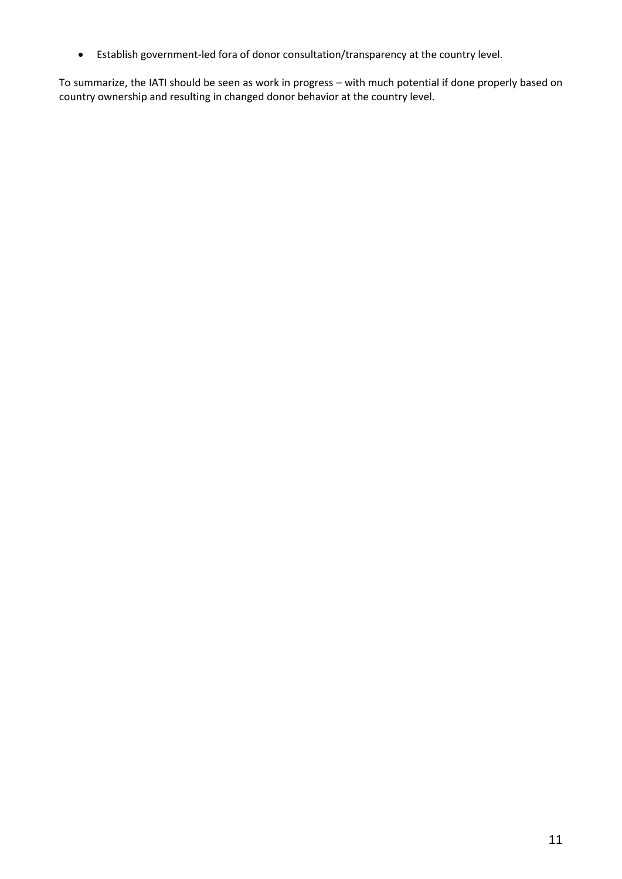- Establish government-led fora of donor consultation/transparency at the country level.

To summarize, the IATI should be seen as work in progress – with much potential if done properly based on country ownership and resulting in changed donor behavior at the country level.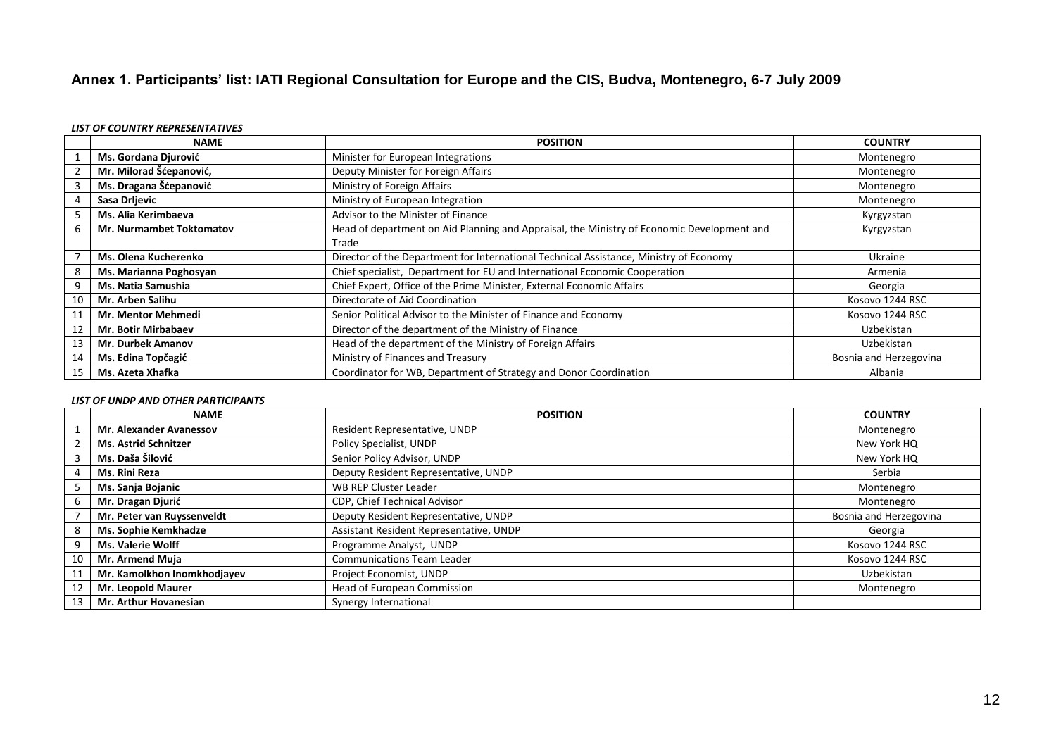## Annex 1. Participants' list: IATI Regional Consultation for Europe and the CIS, Budva, Montenegro, 6-7 July 2009

***LIST OF COUNTRY REPRESENTATIVES***

| | NAME | POSITION | COUNTRY |
|---|---|---|---|
| 1 | **Ms. Gordana Djurović** | Minister for European Integrations | Montenegro |
| 2 | **Mr. Milorad Šćepanović,** | Deputy Minister for Foreign Affairs | Montenegro |
| 3 | **Ms. Dragana Šćepanović** | Ministry of Foreign Affairs | Montenegro |
| 4 | **Sasa Drljevic** | Ministry of European Integration | Montenegro |
| 5 | **Ms. Alia Kerimbaeva** | Advisor to the Minister of Finance | Kyrgyzstan |
| 6 | **Mr. Nurmambet Toktomatov** | Head of department on Aid Planning and Appraisal, the Ministry of Economic Development and Trade | Kyrgyzstan |
| 7 | **Ms. Olena Kucherenko** | Director of the Department for International Technical Assistance, Ministry of Economy | Ukraine |
| 8 | **Ms. Marianna Poghosyan** | Chief specialist, Department for EU and International Economic Cooperation | Armenia |
| 9 | **Ms. Natia Samushia** | Chief Expert, Office of the Prime Minister, External Economic Affairs | Georgia |
| 10 | **Mr. Arben Salihu** | Directorate of Aid Coordination | Kosovo 1244 RSC |
| 11 | **Mr. Mentor Mehmedi** | Senior Political Advisor to the Minister of Finance and Economy | Kosovo 1244 RSC |
| 12 | **Mr. Botir Mirbabaev** | Director of the department of the Ministry of Finance | Uzbekistan |
| 13 | **Mr. Durbek Amanov** | Head of the department of the Ministry of Foreign Affairs | Uzbekistan |
| 14 | **Ms. Edina Topčagić** | Ministry of Finances and Treasury | Bosnia and Herzegovina |
| 15 | **Ms. Azeta Xhafka** | Coordinator for WB, Department of Strategy and Donor Coordination | Albania |

***LIST OF UNDP AND OTHER PARTICIPANTS***

| | NAME | POSITION | COUNTRY |
|---|---|---|---|
| 1 | **Mr. Alexander Avanessov** | Resident Representative, UNDP | Montenegro |
| 2 | **Ms. Astrid Schnitzer** | Policy Specialist, UNDP | New York HQ |
| 3 | **Ms. Daša Šilović** | Senior Policy Advisor, UNDP | New York HQ |
| 4 | **Ms. Rini Reza** | Deputy Resident Representative, UNDP | Serbia |
| 5 | **Ms. Sanja Bojanic** | WB REP Cluster Leader | Montenegro |
| 6 | **Mr. Dragan Djurić** | CDP, Chief Technical Advisor | Montenegro |
| 7 | **Mr. Peter van Ruyssenveldt** | Deputy Resident Representative, UNDP | Bosnia and Herzegovina |
| 8 | **Ms. Sophie Kemkhadze** | Assistant Resident Representative, UNDP | Georgia |
| 9 | **Ms. Valerie Wolff** | Programme Analyst, UNDP | Kosovo 1244 RSC |
| 10 | **Mr. Armend Muja** | Communications Team Leader | Kosovo 1244 RSC |
| 11 | **Mr. Kamolkhon Inomkhodjayev** | Project Economist, UNDP | Uzbekistan |
| 12 | **Mr. Leopold Maurer** | Head of European Commission | Montenegro |
| 13 | **Mr. Arthur Hovanesian** | Synergy International | |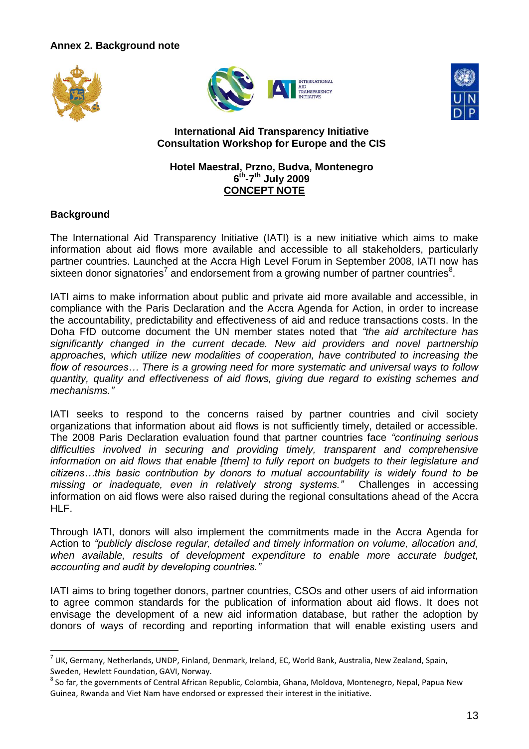**Annex 2. Background note**

**International Aid Transparency Initiative**
**Consultation Workshop for Europe and the CIS**

**Hotel Maestral, Przno, Budva, Montenegro**
**6th-7th July 2009**
**CONCEPT NOTE**

## Background

The International Aid Transparency Initiative (IATI) is a new initiative which aims to make information about aid flows more available and accessible to all stakeholders, particularly partner countries. Launched at the Accra High Level Forum in September 2008, IATI now has sixteen donor signatories[7] and endorsement from a growing number of partner countries[8].

IATI aims to make information about public and private aid more available and accessible, in compliance with the Paris Declaration and the Accra Agenda for Action, in order to increase the accountability, predictability and effectiveness of aid and reduce transactions costs. In the Doha FfD outcome document the UN member states noted that *"the aid architecture has significantly changed in the current decade. New aid providers and novel partnership approaches, which utilize new modalities of cooperation, have contributed to increasing the flow of resources… There is a growing need for more systematic and universal ways to follow quantity, quality and effectiveness of aid flows, giving due regard to existing schemes and mechanisms."*

IATI seeks to respond to the concerns raised by partner countries and civil society organizations that information about aid flows is not sufficiently timely, detailed or accessible. The 2008 Paris Declaration evaluation found that partner countries face *"continuing serious difficulties involved in securing and providing timely, transparent and comprehensive information on aid flows that enable [them] to fully report on budgets to their legislature and citizens…this basic contribution by donors to mutual accountability is widely found to be missing or inadequate, even in relatively strong systems."* Challenges in accessing information on aid flows were also raised during the regional consultations ahead of the Accra HLF.

Through IATI, donors will also implement the commitments made in the Accra Agenda for Action to *"publicly disclose regular, detailed and timely information on volume, allocation and, when available, results of development expenditure to enable more accurate budget, accounting and audit by developing countries."*

IATI aims to bring together donors, partner countries, CSOs and other users of aid information to agree common standards for the publication of information about aid flows. It does not envisage the development of a new aid information database, but rather the adoption by donors of ways of recording and reporting information that will enable existing users and

---

[7] UK, Germany, Netherlands, UNDP, Finland, Denmark, Ireland, EC, World Bank, Australia, New Zealand, Spain, Sweden, Hewlett Foundation, GAVI, Norway.

[8] So far, the governments of Central African Republic, Colombia, Ghana, Moldova, Montenegro, Nepal, Papua New Guinea, Rwanda and Viet Nam have endorsed or expressed their interest in the initiative.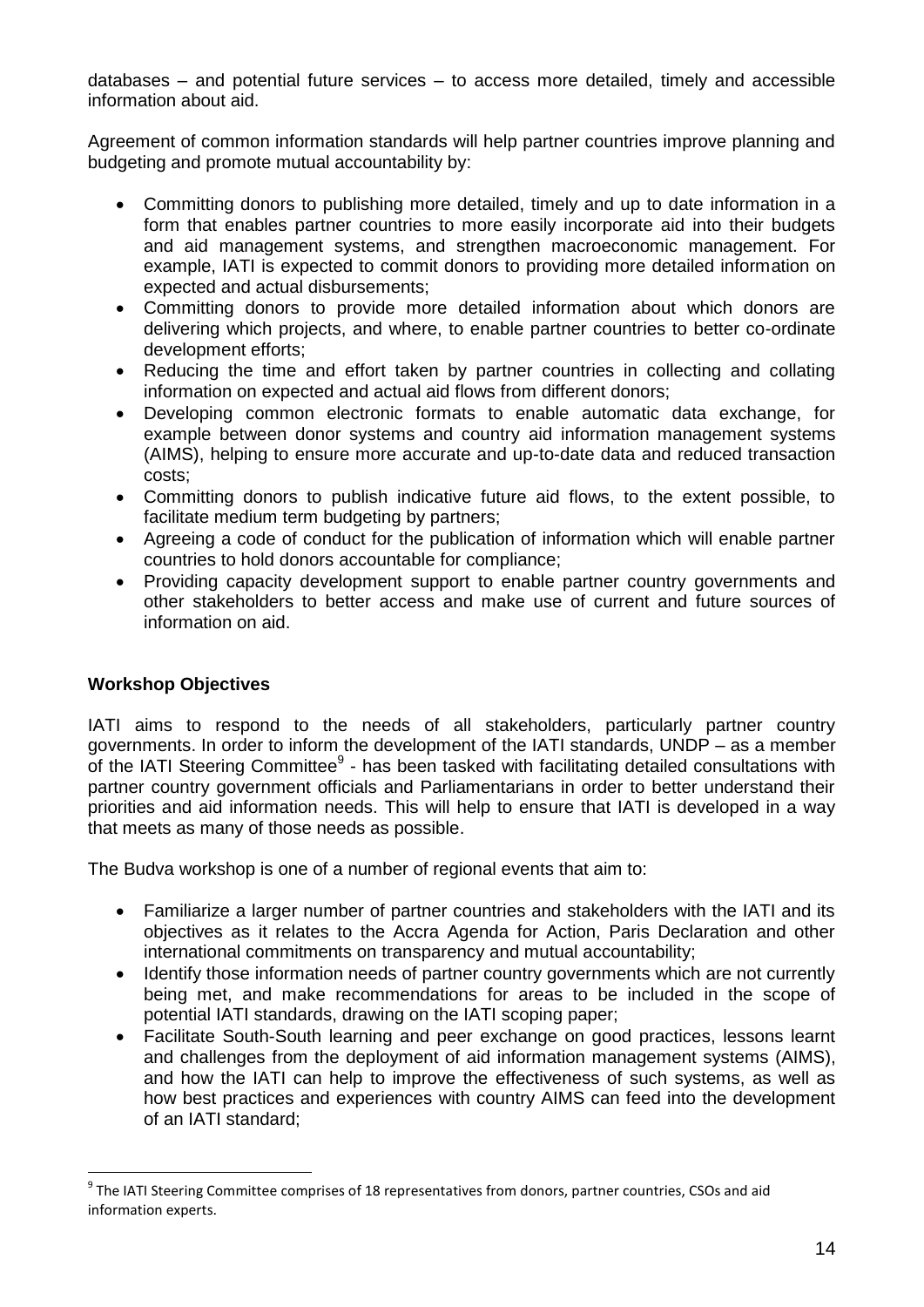databases – and potential future services – to access more detailed, timely and accessible information about aid.

Agreement of common information standards will help partner countries improve planning and budgeting and promote mutual accountability by:

- Committing donors to publishing more detailed, timely and up to date information in a form that enables partner countries to more easily incorporate aid into their budgets and aid management systems, and strengthen macroeconomic management. For example, IATI is expected to commit donors to providing more detailed information on expected and actual disbursements;
- Committing donors to provide more detailed information about which donors are delivering which projects, and where, to enable partner countries to better co-ordinate development efforts;
- Reducing the time and effort taken by partner countries in collecting and collating information on expected and actual aid flows from different donors;
- Developing common electronic formats to enable automatic data exchange, for example between donor systems and country aid information management systems (AIMS), helping to ensure more accurate and up-to-date data and reduced transaction costs;
- Committing donors to publish indicative future aid flows, to the extent possible, to facilitate medium term budgeting by partners;
- Agreeing a code of conduct for the publication of information which will enable partner countries to hold donors accountable for compliance;
- Providing capacity development support to enable partner country governments and other stakeholders to better access and make use of current and future sources of information on aid.

**Workshop Objectives**

IATI aims to respond to the needs of all stakeholders, particularly partner country governments. In order to inform the development of the IATI standards, UNDP – as a member of the IATI Steering Committee[9] - has been tasked with facilitating detailed consultations with partner country government officials and Parliamentarians in order to better understand their priorities and aid information needs. This will help to ensure that IATI is developed in a way that meets as many of those needs as possible.

The Budva workshop is one of a number of regional events that aim to:

- Familiarize a larger number of partner countries and stakeholders with the IATI and its objectives as it relates to the Accra Agenda for Action, Paris Declaration and other international commitments on transparency and mutual accountability;
- Identify those information needs of partner country governments which are not currently being met, and make recommendations for areas to be included in the scope of potential IATI standards, drawing on the IATI scoping paper;
- Facilitate South-South learning and peer exchange on good practices, lessons learnt and challenges from the deployment of aid information management systems (AIMS), and how the IATI can help to improve the effectiveness of such systems, as well as how best practices and experiences with country AIMS can feed into the development of an IATI standard;

[9] The IATI Steering Committee comprises of 18 representatives from donors, partner countries, CSOs and aid information experts.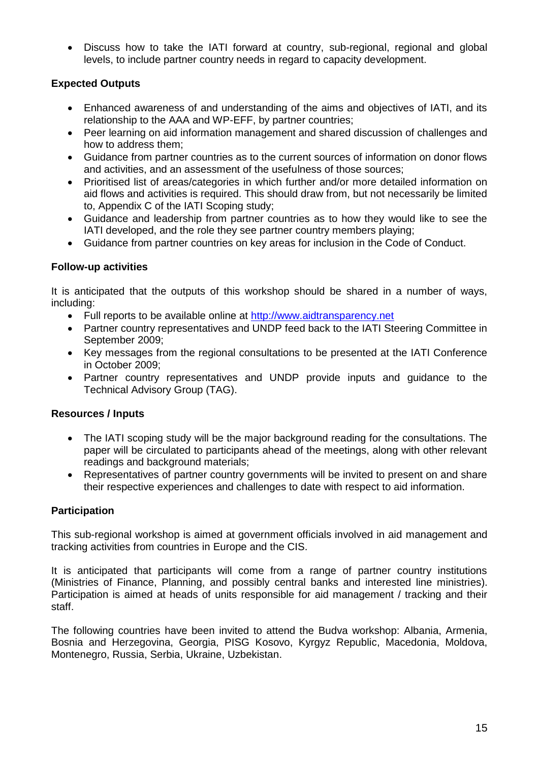- Discuss how to take the IATI forward at country, sub-regional, regional and global levels, to include partner country needs in regard to capacity development.

**Expected Outputs**

- Enhanced awareness of and understanding of the aims and objectives of IATI, and its relationship to the AAA and WP-EFF, by partner countries;
- Peer learning on aid information management and shared discussion of challenges and how to address them;
- Guidance from partner countries as to the current sources of information on donor flows and activities, and an assessment of the usefulness of those sources;
- Prioritised list of areas/categories in which further and/or more detailed information on aid flows and activities is required. This should draw from, but not necessarily be limited to, Appendix C of the IATI Scoping study;
- Guidance and leadership from partner countries as to how they would like to see the IATI developed, and the role they see partner country members playing;
- Guidance from partner countries on key areas for inclusion in the Code of Conduct.

**Follow-up activities**

It is anticipated that the outputs of this workshop should be shared in a number of ways, including:

- Full reports to be available online at http://www.aidtransparency.net
- Partner country representatives and UNDP feed back to the IATI Steering Committee in September 2009;
- Key messages from the regional consultations to be presented at the IATI Conference in October 2009;
- Partner country representatives and UNDP provide inputs and guidance to the Technical Advisory Group (TAG).

**Resources / Inputs**

- The IATI scoping study will be the major background reading for the consultations. The paper will be circulated to participants ahead of the meetings, along with other relevant readings and background materials;
- Representatives of partner country governments will be invited to present on and share their respective experiences and challenges to date with respect to aid information.

**Participation**

This sub-regional workshop is aimed at government officials involved in aid management and tracking activities from countries in Europe and the CIS.

It is anticipated that participants will come from a range of partner country institutions (Ministries of Finance, Planning, and possibly central banks and interested line ministries). Participation is aimed at heads of units responsible for aid management / tracking and their staff.

The following countries have been invited to attend the Budva workshop: Albania, Armenia, Bosnia and Herzegovina, Georgia, PISG Kosovo, Kyrgyz Republic, Macedonia, Moldova, Montenegro, Russia, Serbia, Ukraine, Uzbekistan.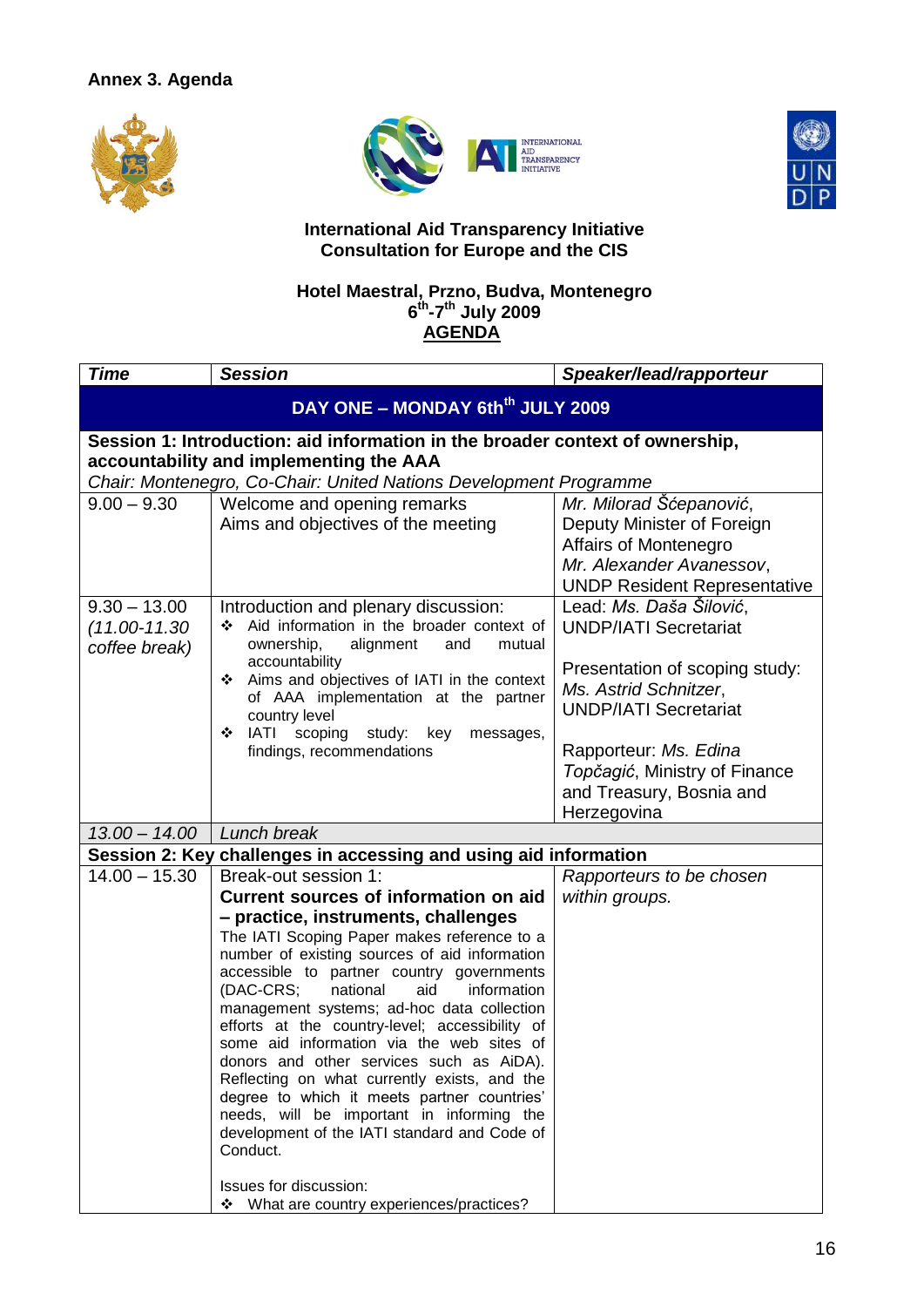**Annex 3. Agenda**

**International Aid Transparency Initiative**
**Consultation for Europe and the CIS**

**Hotel Maestral, Przno, Budva, Montenegro**
**6th-7th July 2009**
**AGENDA**

| ***Time*** | ***Session*** | ***Speaker/lead/rapporteur*** |
|---|---|---|
| **DAY ONE – MONDAY 6th JULY 2009** | | |
| **Session 1: Introduction: aid information in the broader context of ownership, accountability and implementing the AAA** *Chair: Montenegro, Co-Chair: United Nations Development Programme* | | |
| 9.00 – 9.30 | Welcome and opening remarks<br>Aims and objectives of the meeting | *Mr. Milorad Šćepanović*, Deputy Minister of Foreign Affairs of Montenegro<br>*Mr. Alexander Avanessov*, UNDP Resident Representative |
| 9.30 – 13.00<br>*(11.00-11.30 coffee break)* | Introduction and plenary discussion:<br>❖ Aid information in the broader context of ownership, alignment and mutual accountability<br>❖ Aims and objectives of IATI in the context of AAA implementation at the partner country level<br>❖ IATI scoping study: key messages, findings, recommendations | Lead: *Ms. Daša Šilović*, UNDP/IATI Secretariat<br><br>Presentation of scoping study: *Ms. Astrid Schnitzer*, UNDP/IATI Secretariat<br><br>Rapporteur: *Ms. Edina Topčagić*, Ministry of Finance and Treasury, Bosnia and Herzegovina |
| *13.00 – 14.00* | *Lunch break* | |
| **Session 2: Key challenges in accessing and using aid information** | | |
| 14.00 – 15.30 | Break-out session 1:<br>**Current sources of information on aid – practice, instruments, challenges**<br>The IATI Scoping Paper makes reference to a number of existing sources of aid information accessible to partner country governments (DAC-CRS; national aid information management systems; ad-hoc data collection efforts at the country-level; accessibility of some aid information via the web sites of donors and other services such as AiDA). Reflecting on what currently exists, and the degree to which it meets partner countries' needs, will be important in informing the development of the IATI standard and Code of Conduct.<br><br>Issues for discussion:<br>❖ What are country experiences/practices? | *Rapporteurs to be chosen within groups.* |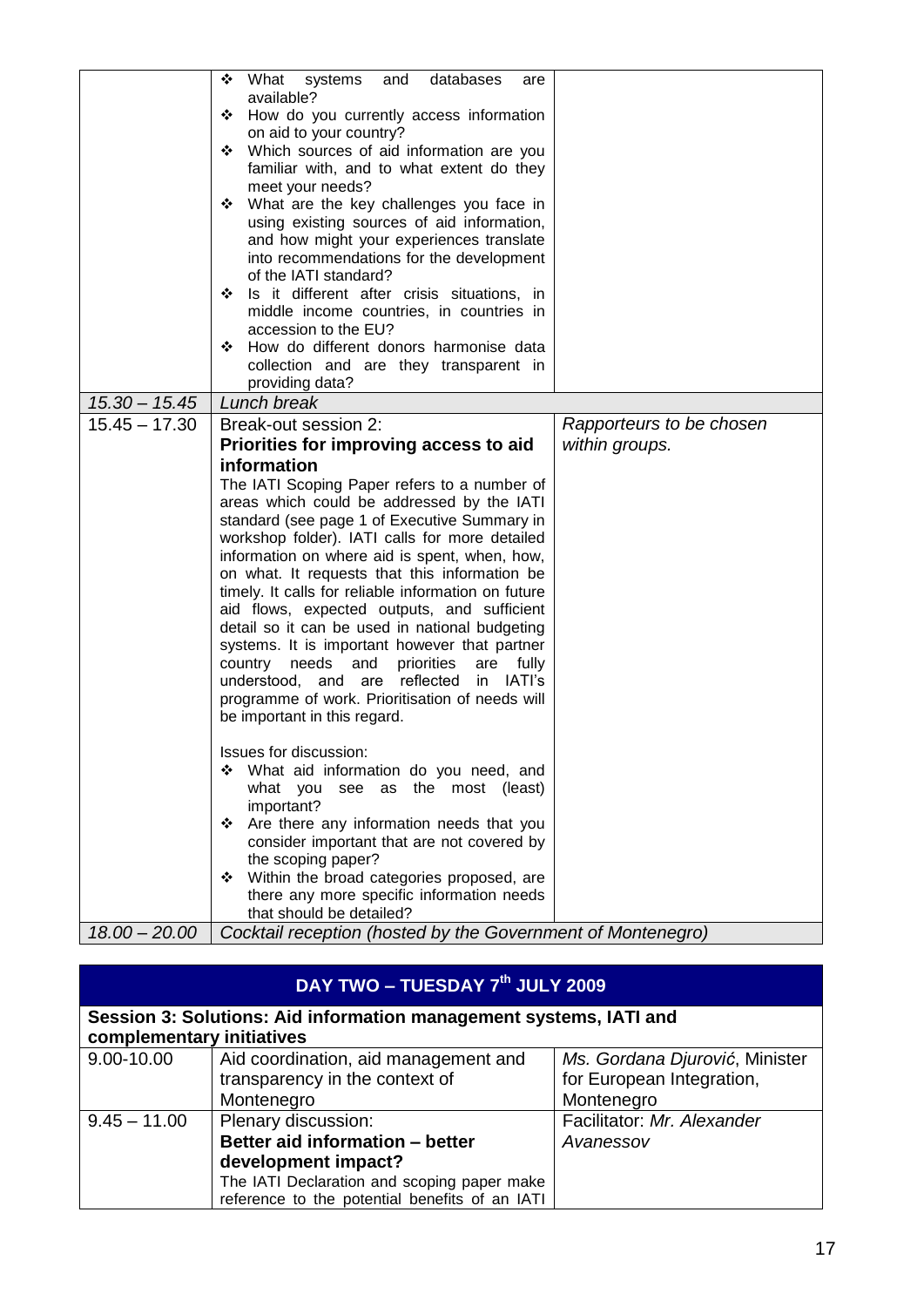| | | |
|---|---|---|
| | ❖ What systems and databases are available?<br>❖ How do you currently access information on aid to your country?<br>❖ Which sources of aid information are you familiar with, and to what extent do they meet your needs?<br>❖ What are the key challenges you face in using existing sources of aid information, and how might your experiences translate into recommendations for the development of the IATI standard?<br>❖ Is it different after crisis situations, in middle income countries, in countries in accession to the EU?<br>❖ How do different donors harmonise data collection and are they transparent in providing data? | |
| *15.30 – 15.45* | *Lunch break* | |
| 15.45 – 17.30 | Break-out session 2:<br>**Priorities for improving access to aid information**<br>The IATI Scoping Paper refers to a number of areas which could be addressed by the IATI standard (see page 1 of Executive Summary in workshop folder). IATI calls for more detailed information on where aid is spent, when, how, on what. It requests that this information be timely. It calls for reliable information on future aid flows, expected outputs, and sufficient detail so it can be used in national budgeting systems. It is important however that partner country needs and priorities are fully understood, and are reflected in IATI's programme of work. Prioritisation of needs will be important in this regard.<br><br>Issues for discussion:<br>❖ What aid information do you need, and what you see as the most (least) important?<br>❖ Are there any information needs that you consider important that are not covered by the scoping paper?<br>❖ Within the broad categories proposed, are there any more specific information needs that should be detailed? | *Rapporteurs to be chosen within groups.* |
| *18.00 – 20.00* | *Cocktail reception (hosted by the Government of Montenegro)* | |

## DAY TWO – TUESDAY 7th JULY 2009

| **Session 3: Solutions: Aid information management systems, IATI and complementary initiatives** | | |
|---|---|---|
| 9.00-10.00 | Aid coordination, aid management and transparency in the context of Montenegro | *Ms. Gordana Djurović*, Minister for European Integration, Montenegro |
| 9.45 – 11.00 | Plenary discussion:<br>**Better aid information – better development impact?**<br>The IATI Declaration and scoping paper make reference to the potential benefits of an IATI | Facilitator: *Mr. Alexander Avanessov* |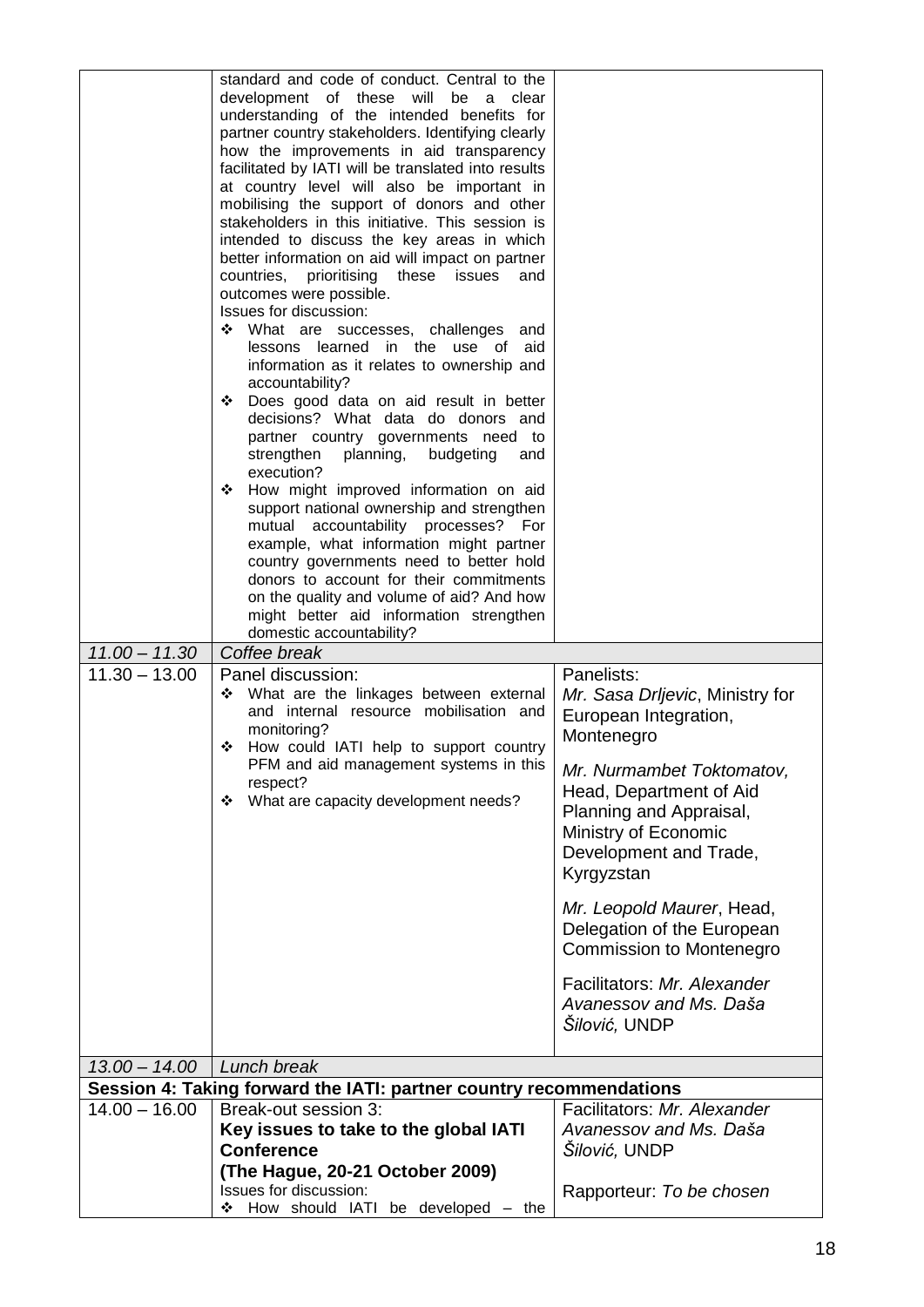| | | |
|---|---|---|
| | standard and code of conduct. Central to the development of these will be a clear understanding of the intended benefits for partner country stakeholders. Identifying clearly how the improvements in aid transparency facilitated by IATI will be translated into results at country level will also be important in mobilising the support of donors and other stakeholders in this initiative. This session is intended to discuss the key areas in which better information on aid will impact on partner countries, prioritising these issues and outcomes were possible.<br>Issues for discussion:<br>❖ What are successes, challenges and lessons learned in the use of aid information as it relates to ownership and accountability?<br>❖ Does good data on aid result in better decisions? What data do donors and partner country governments need to strengthen planning, budgeting and execution?<br>❖ How might improved information on aid support national ownership and strengthen mutual accountability processes? For example, what information might partner country governments need to better hold donors to account for their commitments on the quality and volume of aid? And how might better aid information strengthen domestic accountability? | |
| *11.00 – 11.30* | *Coffee break* | |
| 11.30 – 13.00 | Panel discussion:<br>❖ What are the linkages between external and internal resource mobilisation and monitoring?<br>❖ How could IATI help to support country PFM and aid management systems in this respect?<br>❖ What are capacity development needs? | Panelists:<br>*Mr. Sasa Drljevic*, Ministry for European Integration, Montenegro<br><br>*Mr. Nurmambet Toktomatov,* Head, Department of Aid Planning and Appraisal, Ministry of Economic Development and Trade, Kyrgyzstan<br><br>*Mr. Leopold Maurer*, Head, Delegation of the European Commission to Montenegro<br><br>Facilitators: *Mr. Alexander Avanessov and Ms. Daša Šilović,* UNDP |
| *13.00 – 14.00* | *Lunch break* | |
| **Session 4: Taking forward the IATI: partner country recommendations** | | |
| 14.00 – 16.00 | Break-out session 3:<br>**Key issues to take to the global IATI Conference**<br>**(The Hague, 20-21 October 2009)**<br>Issues for discussion:<br>❖ How should IATI be developed – the | Facilitators: *Mr. Alexander Avanessov and Ms. Daša Šilović,* UNDP<br><br>Rapporteur: *To be chosen* |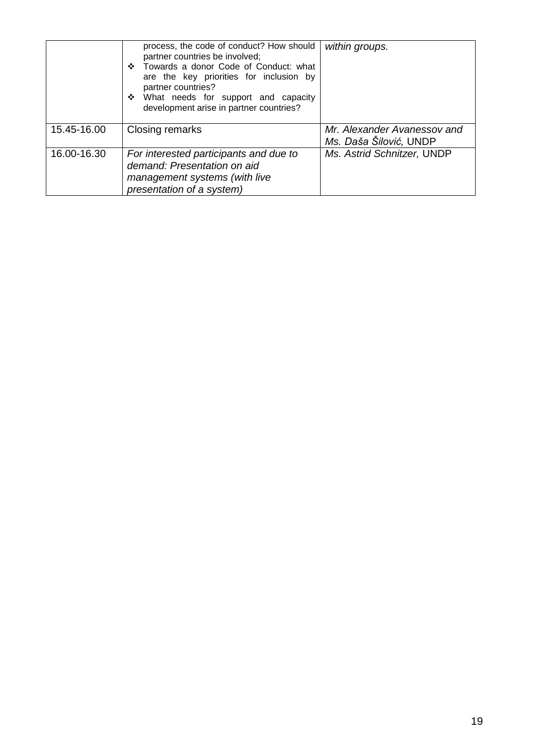| | | |
|---|---|---|
| | process, the code of conduct? How should partner countries be involved;<br>❖ Towards a donor Code of Conduct: what are the key priorities for inclusion by partner countries?<br>❖ What needs for support and capacity development arise in partner countries? | *within groups.* |
| 15.45-16.00 | Closing remarks | *Mr. Alexander Avanessov and Ms. Daša Šilović,* UNDP |
| 16.00-16.30 | *For interested participants and due to demand: Presentation on aid management systems (with live presentation of a system)* | *Ms. Astrid Schnitzer,* UNDP |